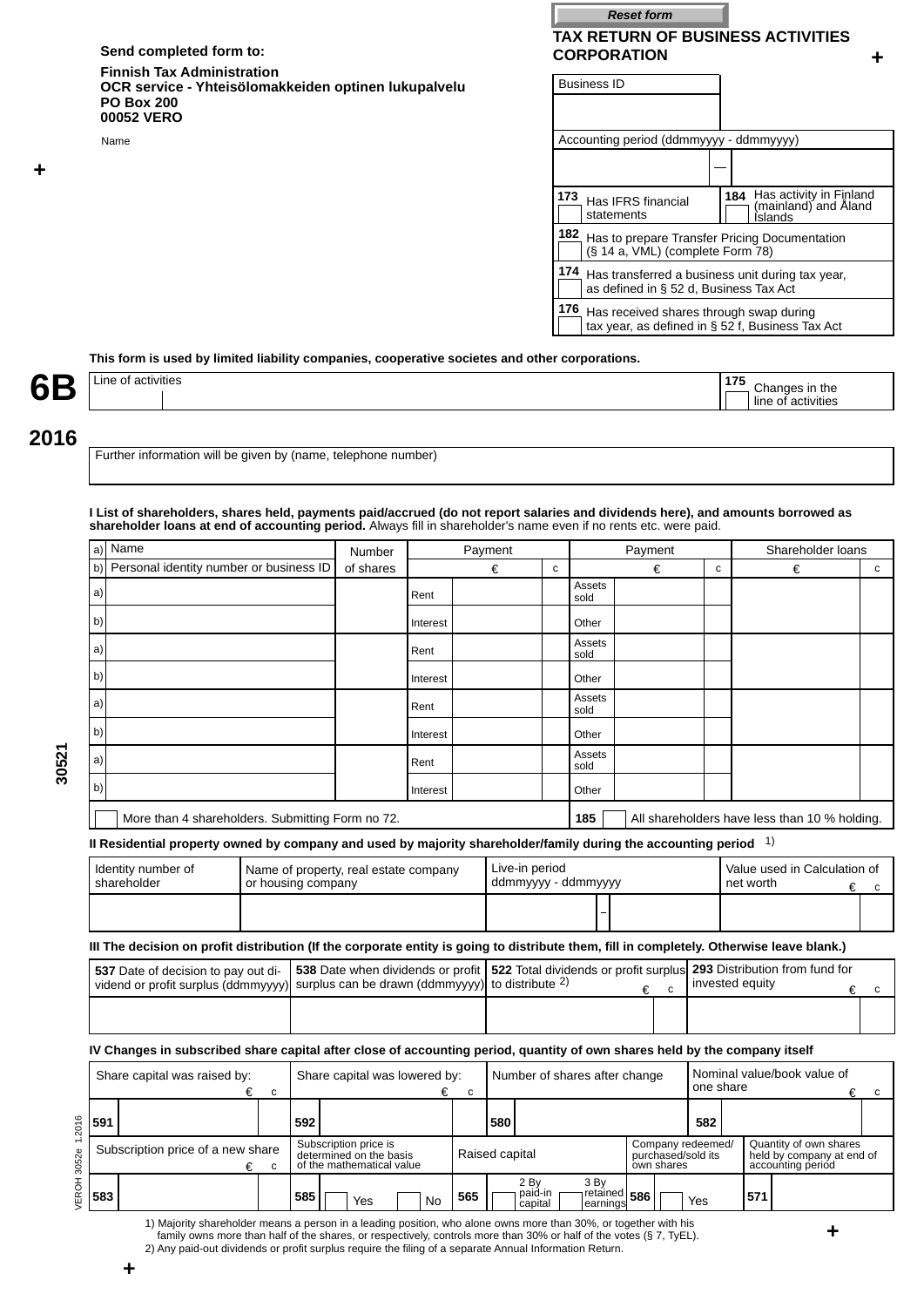Reset form

**Send completed form to:**

**Finnish Tax Administration**
**OCR service - Yhteisölomakkeiden optinen lukupalvelu**
**PO Box 200**
**00052 VERO**

Name

# TAX RETURN OF BUSINESS ACTIVITIES CORPORATION

| Business ID | |
|---|---|
| | |

| Accounting period (ddmmyyyy - ddmmyyyy) | | |
|---|---|---|
| | — | |

| | |
|---|---|
| 173 Has IFRS financial statements | 184 Has activity in Finland (mainland) and Åland Islands |
| 182 Has to prepare Transfer Pricing Documentation (§ 14 a, VML) (complete Form 78) | |
| 174 Has transferred a business unit during tax year, as defined in § 52 d, Business Tax Act | |
| 176 Has received shares through swap during tax year, as defined in § 52 f, Business Tax Act | |

**This form is used by limited liability companies, cooperative societes and other corporations.**

# 6B

# 2016

| Line of activities | | 175 Changes in the line of activities |
|---|---|---|
| | | |

| Further information will be given by (name, telephone number) |
|---|
| |

**I List of shareholders, shares held, payments paid/accrued (do not report salaries and dividends here), and amounts borrowed as shareholder loans at end of accounting period.** Always fill in shareholder's name even if no rents etc. were paid.

| a) Name / b) Personal identity number or business ID | Number of shares | Payment | € | c | Payment | € | c | Shareholder loans € | c |
|---|---|---|---|---|---|---|---|---|---|
| a) | | Rent | | | Assets sold | | | | |
| b) | | Interest | | | Other | | | | |
| a) | | Rent | | | Assets sold | | | | |
| b) | | Interest | | | Other | | | | |
| a) | | Rent | | | Assets sold | | | | |
| b) | | Interest | | | Other | | | | |
| a) | | Rent | | | Assets sold | | | | |
| b) | | Interest | | | Other | | | | |

More than 4 shareholders. Submitting Form no 72.

185 All shareholders have less than 10 % holding.

**II Residential property owned by company and used by majority shareholder/family during the accounting period** [1]

| Identity number of shareholder | Name of property, real estate company or housing company | Live-in period ddmmyyyy - ddmmyyyy | | | Value used in Calculation of net worth € | c |
|---|---|---|---|---|---|---|
| | | | – | | | |

**III The decision on profit distribution (If the corporate entity is going to distribute them, fill in completely. Otherwise leave blank.)**

| 537 Date of decision to pay out dividend or profit surplus (ddmmyyyy) | 538 Date when dividends or profit surplus can be drawn (ddmmyyyy) | 522 Total dividends or profit surplus to distribute [2] € | c | 293 Distribution from fund for invested equity € | c |
|---|---|---|---|---|---|
| | | | | | |

**IV Changes in subscribed share capital after close of accounting period, quantity of own shares held by the company itself**

| Share capital was raised by: € | c | Share capital was lowered by: € | c | Number of shares after change | Nominal value/book value of one share € | c |
|---|---|---|---|---|---|---|
| 591 | | 592 | | 580 | 582 | |

| Subscription price of a new share € | c | Subscription price is determined on the basis of the mathematical value | Raised capital | Company redeemed/ purchased/sold its own shares | Quantity of own shares held by company at end of accounting period |
|---|---|---|---|---|---|
| 583 | | 585 Yes / No | 565 2 By paid-in capital / 3 By retained earnings | 586 Yes | 571 |

1) Majority shareholder means a person in a leading position, who alone owns more than 30%, or together with his family owns more than half of the shares, or respectively, controls more than 30% or half of the votes (§ 7, TyEL).
2) Any paid-out dividends or profit surplus require the filing of a separate Annual Information Return.

30521

VEROH 3052e 1.2016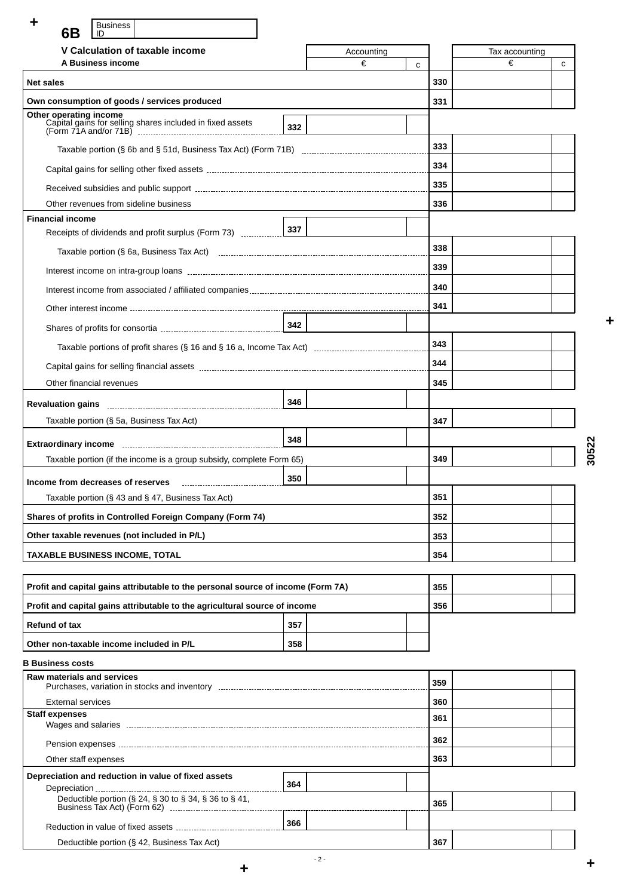**6B** Business ID

## V Calculation of taxable income

### A Business income

| | Code | Accounting € | c | Code | Tax accounting € | c |
|---|---|---|---|---|---|---|
| **Net sales** | | | | 330 | | |
| **Own consumption of goods / services produced** | | | | 331 | | |
| **Other operating income** Capital gains for selling shares included in fixed assets (Form 71A and/or 71B) | 332 | | | | | |
| Taxable portion (§ 6b and § 51d, Business Tax Act) (Form 71B) | | | | 333 | | |
| Capital gains for selling other fixed assets | | | | 334 | | |
| Received subsidies and public support | | | | 335 | | |
| Other revenues from sideline business | | | | 336 | | |
| **Financial income** Receipts of dividends and profit surplus (Form 73) | 337 | | | | | |
| Taxable portion (§ 6a, Business Tax Act) | | | | 338 | | |
| Interest income on intra-group loans | | | | 339 | | |
| Interest income from associated / affiliated companies | | | | 340 | | |
| Other interest income | | | | 341 | | |
| Shares of profits for consortia | 342 | | | | | |
| Taxable portions of profit shares (§ 16 and § 16 a, Income Tax Act) | | | | 343 | | |
| Capital gains for selling financial assets | | | | 344 | | |
| Other financial revenues | | | | 345 | | |
| **Revaluation gains** | 346 | | | | | |
| Taxable portion (§ 5a, Business Tax Act) | | | | 347 | | |
| **Extraordinary income** | 348 | | | | | |
| Taxable portion (if the income is a group subsidy, complete Form 65) | | | | 349 | | |
| **Income from decreases of reserves** | 350 | | | | | |
| Taxable portion (§ 43 and § 47, Business Tax Act) | | | | 351 | | |
| **Shares of profits in Controlled Foreign Company (Form 74)** | | | | 352 | | |
| **Other taxable revenues (not included in P/L)** | | | | 353 | | |
| **TAXABLE BUSINESS INCOME, TOTAL** | | | | 354 | | |

| | Code | | | Code | | |
|---|---|---|---|---|---|---|
| **Profit and capital gains attributable to the personal source of income (Form 7A)** | | | | 355 | | |
| **Profit and capital gains attributable to the agricultural source of income** | | | | 356 | | |
| **Refund of tax** | 357 | | | | | |
| **Other non-taxable income included in P/L** | 358 | | | | | |

### B Business costs

| | Code | Accounting € | c | Code | Tax accounting € | c |
|---|---|---|---|---|---|---|
| **Raw materials and services** Purchases, variation in stocks and inventory | | | | 359 | | |
| External services | | | | 360 | | |
| **Staff expenses** Wages and salaries | | | | 361 | | |
| Pension expenses | | | | 362 | | |
| Other staff expenses | | | | 363 | | |
| **Depreciation and reduction in value of fixed assets** Depreciation | 364 | | | | | |
| Deductible portion (§ 24, § 30 to § 34, § 36 to § 41, Business Tax Act) (Form 62) | | | | 365 | | |
| Reduction in value of fixed assets | 366 | | | | | |
| Deductible portion (§ 42, Business Tax Act) | | | | 367 | | |

30522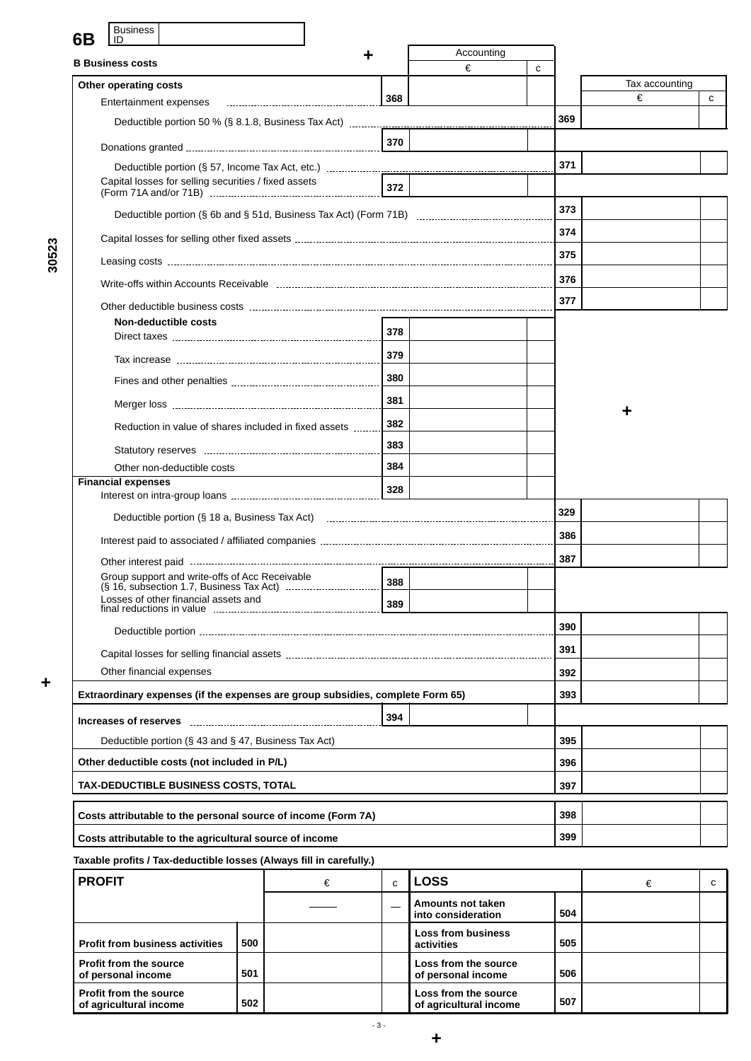## 6B

| Business ID | |
|---|---|

### B Business costs

| | Code | Accounting € | c | Code | Tax accounting € | c |
|---|---|---|---|---|---|---|
| **Other operating costs** | | | | | | |
| Entertainment expenses | 368 | | | | | |
| Deductible portion 50 % (§ 8.1.8, Business Tax Act) | | | | 369 | | |
| Donations granted | 370 | | | | | |
| Deductible portion (§ 57, Income Tax Act, etc.) | | | | 371 | | |
| Capital losses for selling securities / fixed assets (Form 71A and/or 71B) | 372 | | | | | |
| Deductible portion (§ 6b and § 51d, Business Tax Act) (Form 71B) | | | | 373 | | |
| Capital losses for selling other fixed assets | | | | 374 | | |
| Leasing costs | | | | 375 | | |
| Write-offs within Accounts Receivable | | | | 376 | | |
| Other deductible business costs | | | | 377 | | |
| **Non-deductible costs** | | | | | | |
| Direct taxes | 378 | | | | | |
| Tax increase | 379 | | | | | |
| Fines and other penalties | 380 | | | | | |
| Merger loss | 381 | | | | | |
| Reduction in value of shares included in fixed assets | 382 | | | | | |
| Statutory reserves | 383 | | | | | |
| Other non-deductible costs | 384 | | | | | |
| **Financial expenses** | | | | | | |
| Interest on intra-group loans | 328 | | | | | |
| Deductible portion (§ 18 a, Business Tax Act) | | | | 329 | | |
| Interest paid to associated / affiliated companies | | | | 386 | | |
| Other interest paid | | | | 387 | | |
| Group support and write-offs of Acc Receivable (§ 16, subsection 1.7, Business Tax Act) | 388 | | | | | |
| Losses of other financial assets and final reductions in value | 389 | | | | | |
| Deductible portion | | | | 390 | | |
| Capital losses for selling financial assets | | | | 391 | | |
| Other financial expenses | | | | 392 | | |
| **Extraordinary expenses (if the expenses are group subsidies, complete Form 65)** | | | | 393 | | |
| **Increases of reserves** | 394 | | | | | |
| Deductible portion (§ 43 and § 47, Business Tax Act) | | | | 395 | | |
| **Other deductible costs (not included in P/L)** | | | | 396 | | |
| **TAX-DEDUCTIBLE BUSINESS COSTS, TOTAL** | | | | 397 | | |
| **Costs attributable to the personal source of income (Form 7A)** | | | | 398 | | |
| **Costs attributable to the agricultural source of income** | | | | 399 | | |

**Taxable profits / Tax-deductible losses (Always fill in carefully.)**

| **PROFIT** | | € | c | **LOSS** | | € | c |
|---|---|---|---|---|---|---|---|
| | | | | **Amounts not taken into consideration** | 504 | | |
| **Profit from business activities** | 500 | | | **Loss from business activities** | 505 | | |
| **Profit from the source of personal income** | 501 | | | **Loss from the source of personal income** | 506 | | |
| **Profit from the source of agricultural income** | 502 | | | **Loss from the source of agricultural income** | 507 | | |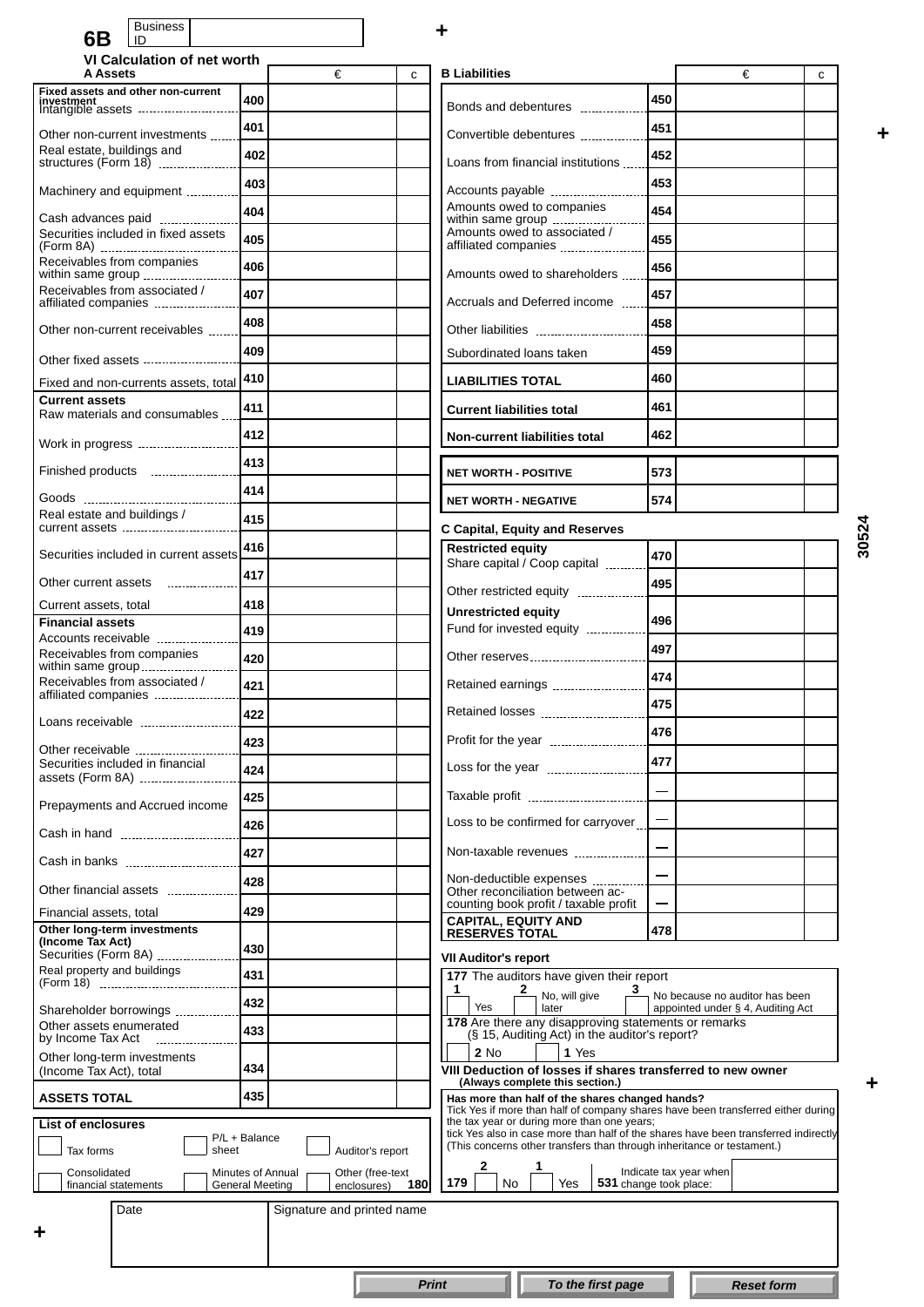**6B** Business ID

## VI Calculation of net worth

### A Assets

| | | € | c |
|---|---|---|---|
| **Fixed assets and other non-current investment** Intangible assets | 400 | | |
| Other non-current investments | 401 | | |
| Real estate, buildings and structures (Form 18) | 402 | | |
| Machinery and equipment | 403 | | |
| Cash advances paid | 404 | | |
| Securities included in fixed assets (Form 8A) | 405 | | |
| Receivables from companies within same group | 406 | | |
| Receivables from associated / affiliated companies | 407 | | |
| Other non-current receivables | 408 | | |
| Other fixed assets | 409 | | |
| Fixed and non-currents assets, total | 410 | | |
| **Current assets** Raw materials and consumables | 411 | | |
| Work in progress | 412 | | |
| Finished products | 413 | | |
| Goods | 414 | | |
| Real estate and buildings / current assets | 415 | | |
| Securities included in current assets | 416 | | |
| Other current assets | 417 | | |
| Current assets, total | 418 | | |
| **Financial assets** Accounts receivable | 419 | | |
| Receivables from companies within same group | 420 | | |
| Receivables from associated / affiliated companies | 421 | | |
| Loans receivable | 422 | | |
| Other receivable | 423 | | |
| Securities included in financial assets (Form 8A) | 424 | | |
| Prepayments and Accrued income | 425 | | |
| Cash in hand | 426 | | |
| Cash in banks | 427 | | |
| Other financial assets | 428 | | |
| Financial assets, total | 429 | | |
| **Other long-term investments (Income Tax Act)** Securities (Form 8A) | 430 | | |
| Real property and buildings (Form 18) | 431 | | |
| Shareholder borrowings | 432 | | |
| Other assets enumerated by Income Tax Act | 433 | | |
| Other long-term investments (Income Tax Act), total | 434 | | |
| **ASSETS TOTAL** | 435 | | |

### B Liabilities

| | | € | c |
|---|---|---|---|
| Bonds and debentures | 450 | | |
| Convertible debentures | 451 | | |
| Loans from financial institutions | 452 | | |
| Accounts payable | 453 | | |
| Amounts owed to companies within same group | 454 | | |
| Amounts owed to associated / affiliated companies | 455 | | |
| Amounts owed to shareholders | 456 | | |
| Accruals and Deferred income | 457 | | |
| Other liabilities | 458 | | |
| Subordinated loans taken | 459 | | |
| **LIABILITIES TOTAL** | 460 | | |
| **Current liabilities total** | 461 | | |
| **Non-current liabilities total** | 462 | | |
| **NET WORTH - POSITIVE** | 573 | | |
| **NET WORTH - NEGATIVE** | 574 | | |

### C Capital, Equity and Reserves

| | | € | c |
|---|---|---|---|
| **Restricted equity** Share capital / Coop capital | 470 | | |
| Other restricted equity | 495 | | |
| **Unrestricted equity** Fund for invested equity | 496 | | |
| Other reserves | 497 | | |
| Retained earnings | 474 | | |
| Retained losses | 475 | | |
| Profit for the year | 476 | | |
| Loss for the year | 477 | | |
| Taxable profit | — | | |
| Loss to be confirmed for carryover | — | | |
| Non-taxable revenues | — | | |
| Non-deductible expenses | — | | |
| Other reconciliation between accounting book profit / taxable profit | — | | |
| **CAPITAL, EQUITY AND RESERVES TOTAL** | 478 | | |

## VII Auditor's report

**177** The auditors have given their report
1 Yes — 2 No, will give later — 3 No because no auditor has been appointed under § 4, Auditing Act

**178** Are there any disapproving statements or remarks (§ 15, Auditing Act) in the auditor's report?
2 No — 1 Yes

## VIII Deduction of losses if shares transferred to new owner
**(Always complete this section.)**

**Has more than half of the shares changed hands?**
Tick Yes if more than half of company shares have been transferred either during the tax year or during more than one years;
tick Yes also in case more than half of the shares have been transferred indirectly (This concerns other transfers than through inheritance or testament.)

**179** 2 No — 1 Yes — **531** Indicate tax year when change took place:

## List of enclosures

- Tax forms
- P/L + Balance sheet
- Auditor's report
- Consolidated financial statements
- Minutes of Annual General Meeting
- Other (free-text enclosures) **180**

| Date | Signature and printed name |
|---|---|
| | |

30524